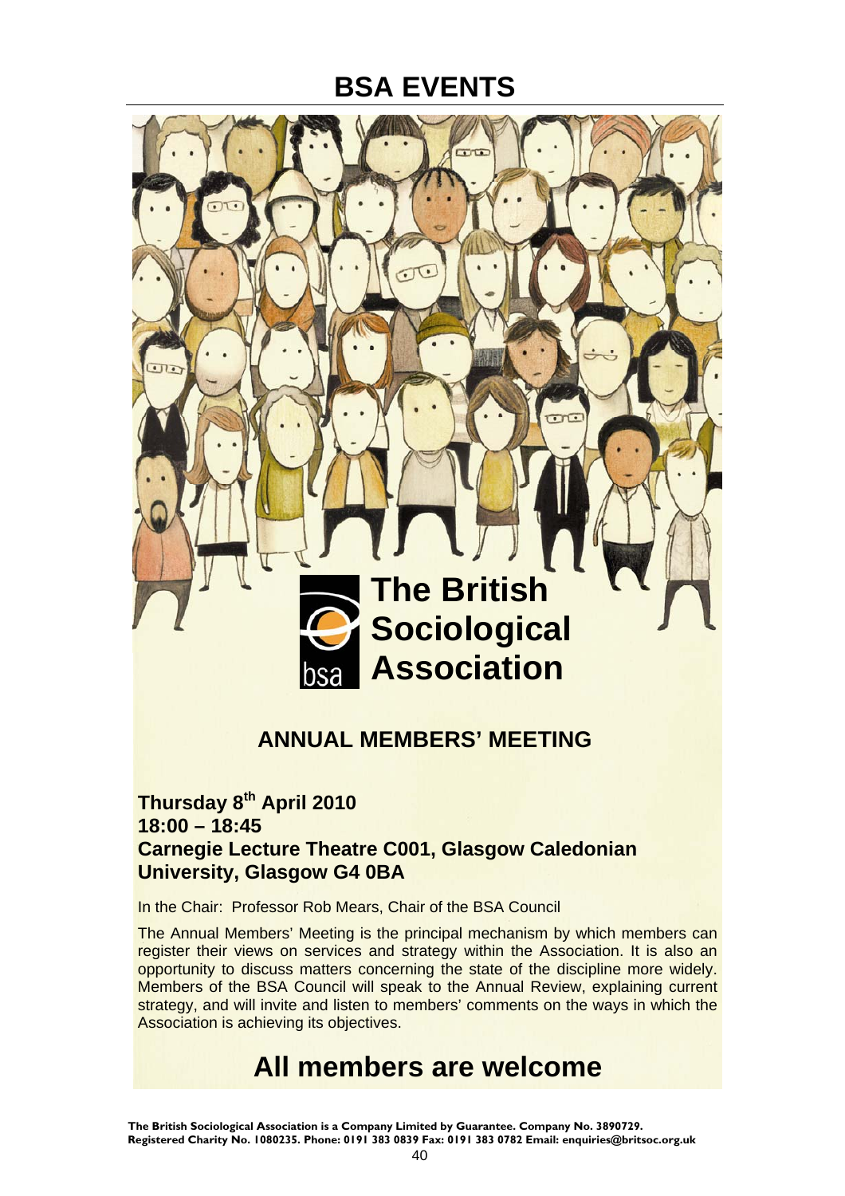# BSA EVENTS

**The British Sociological Association**

## ANNUAL MEMBERS' MEETING

**Thursday 8th April 2010**
**18:00 – 18:45**
**Carnegie Lecture Theatre C001, Glasgow Caledonian University, Glasgow G4 0BA**

In the Chair: Professor Rob Mears, Chair of the BSA Council

The Annual Members' Meeting is the principal mechanism by which members can register their views on services and strategy within the Association. It is also an opportunity to discuss matters concerning the state of the discipline more widely. Members of the BSA Council will speak to the Annual Review, explaining current strategy, and will invite and listen to members' comments on the ways in which the Association is achieving its objectives.

## All members are welcome

**The British Sociological Association is a Company Limited by Guarantee. Company No. 3890729. Registered Charity No. 1080235. Phone: 0191 383 0839 Fax: 0191 383 0782 Email: enquiries@britsoc.org.uk**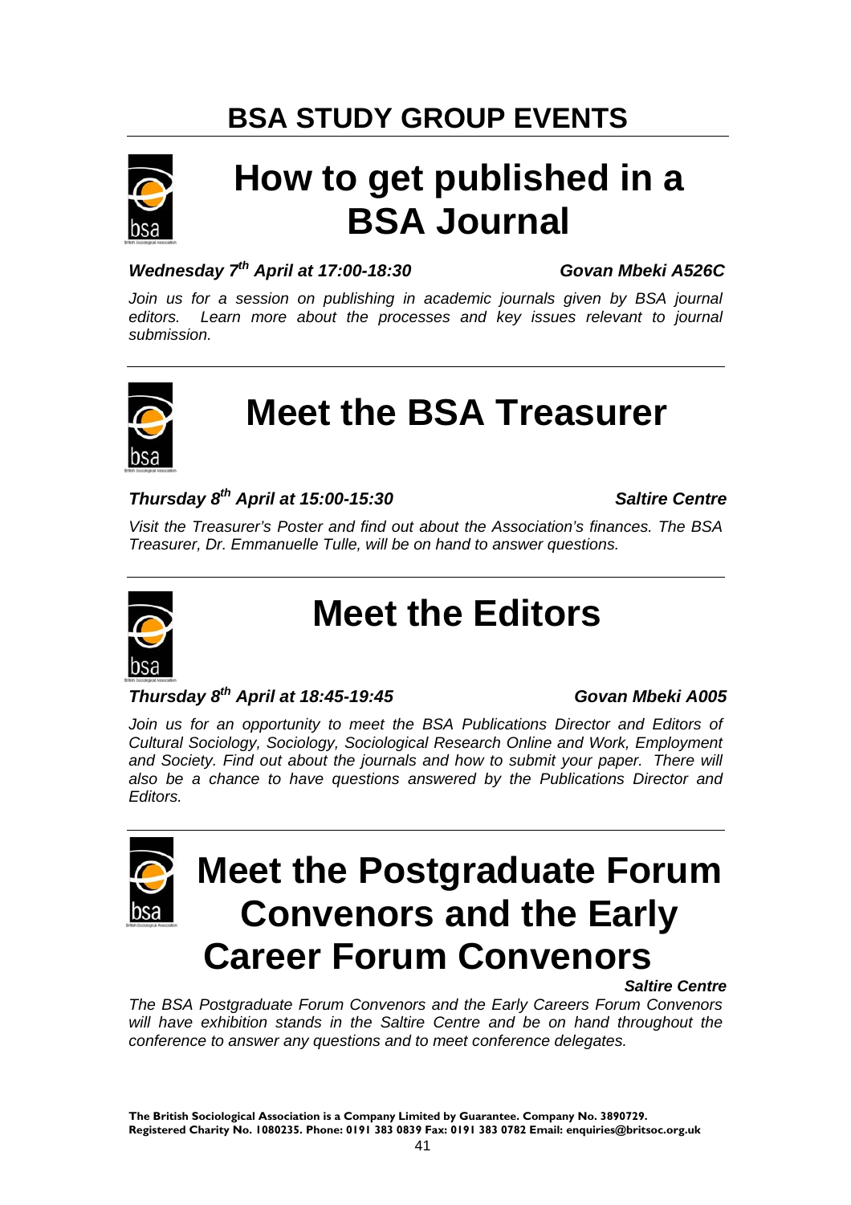# BSA STUDY GROUP EVENTS

## How to get published in a BSA Journal

***Wednesday 7th April at 17:00-18:30*** ***Govan Mbeki A526C***

*Join us for a session on publishing in academic journals given by BSA journal editors. Learn more about the processes and key issues relevant to journal submission.*

## Meet the BSA Treasurer

***Thursday 8th April at 15:00-15:30*** ***Saltire Centre***

*Visit the Treasurer's Poster and find out about the Association's finances. The BSA Treasurer, Dr. Emmanuelle Tulle, will be on hand to answer questions.*

## Meet the Editors

***Thursday 8th April at 18:45-19:45*** ***Govan Mbeki A005***

*Join us for an opportunity to meet the BSA Publications Director and Editors of Cultural Sociology, Sociology, Sociological Research Online and Work, Employment and Society. Find out about the journals and how to submit your paper. There will also be a chance to have questions answered by the Publications Director and Editors.*

## Meet the Postgraduate Forum Convenors and the Early Career Forum Convenors

***Saltire Centre***

*The BSA Postgraduate Forum Convenors and the Early Careers Forum Convenors will have exhibition stands in the Saltire Centre and be on hand throughout the conference to answer any questions and to meet conference delegates.*

**The British Sociological Association is a Company Limited by Guarantee. Company No. 3890729. Registered Charity No. 1080235. Phone: 0191 383 0839 Fax: 0191 383 0782 Email: enquiries@britsoc.org.uk**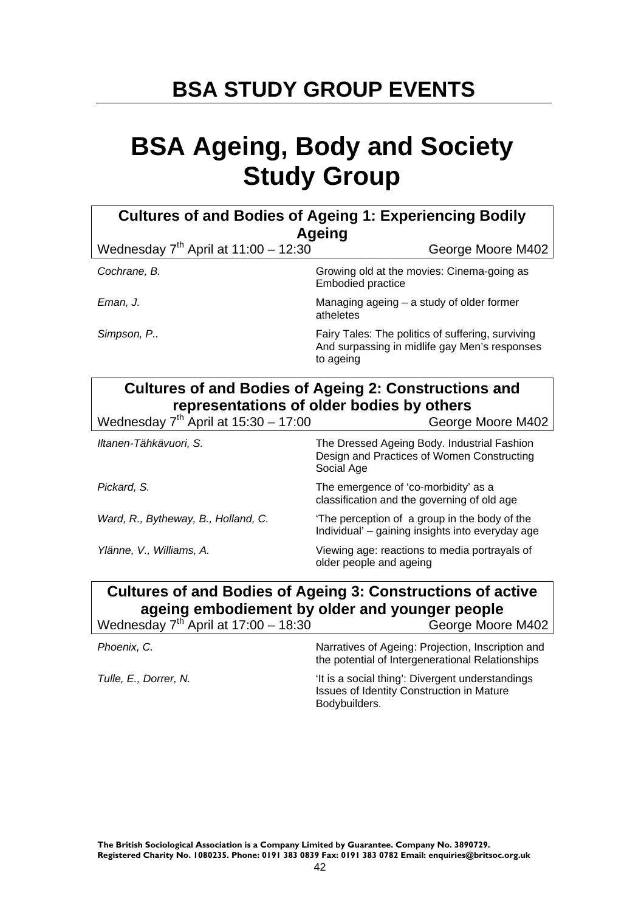# BSA STUDY GROUP EVENTS

# BSA Ageing, Body and Society Study Group

### Cultures of and Bodies of Ageing 1: Experiencing Bodily Ageing

Wednesday 7th April at 11:00 – 12:30 — George Moore M402

| | |
|---|---|
| *Cochrane, B.* | Growing old at the movies: Cinema-going as Embodied practice |
| *Eman, J.* | Managing ageing – a study of older former atheletes |
| *Simpson, P..* | Fairy Tales: The politics of suffering, surviving And surpassing in midlife gay Men's responses to ageing |

### Cultures of and Bodies of Ageing 2: Constructions and representations of older bodies by others

Wednesday 7th April at 15:30 – 17:00 — George Moore M402

| | |
|---|---|
| *Iltanen-Tähkävuori, S.* | The Dressed Ageing Body. Industrial Fashion Design and Practices of Women Constructing Social Age |
| *Pickard, S.* | The emergence of 'co-morbidity' as a classification and the governing of old age |
| *Ward, R., Bytheway, B., Holland, C.* | 'The perception of a group in the body of the Individual' – gaining insights into everyday age |
| *Ylänne, V., Williams, A.* | Viewing age: reactions to media portrayals of older people and ageing |

### Cultures of and Bodies of Ageing 3: Constructions of active ageing embodiement by older and younger people

Wednesday 7th April at 17:00 – 18:30 — George Moore M402

| | |
|---|---|
| *Phoenix, C.* | Narratives of Ageing: Projection, Inscription and the potential of Intergenerational Relationships |
| *Tulle, E., Dorrer, N.* | 'It is a social thing': Divergent understandings Issues of Identity Construction in Mature Bodybuilders. |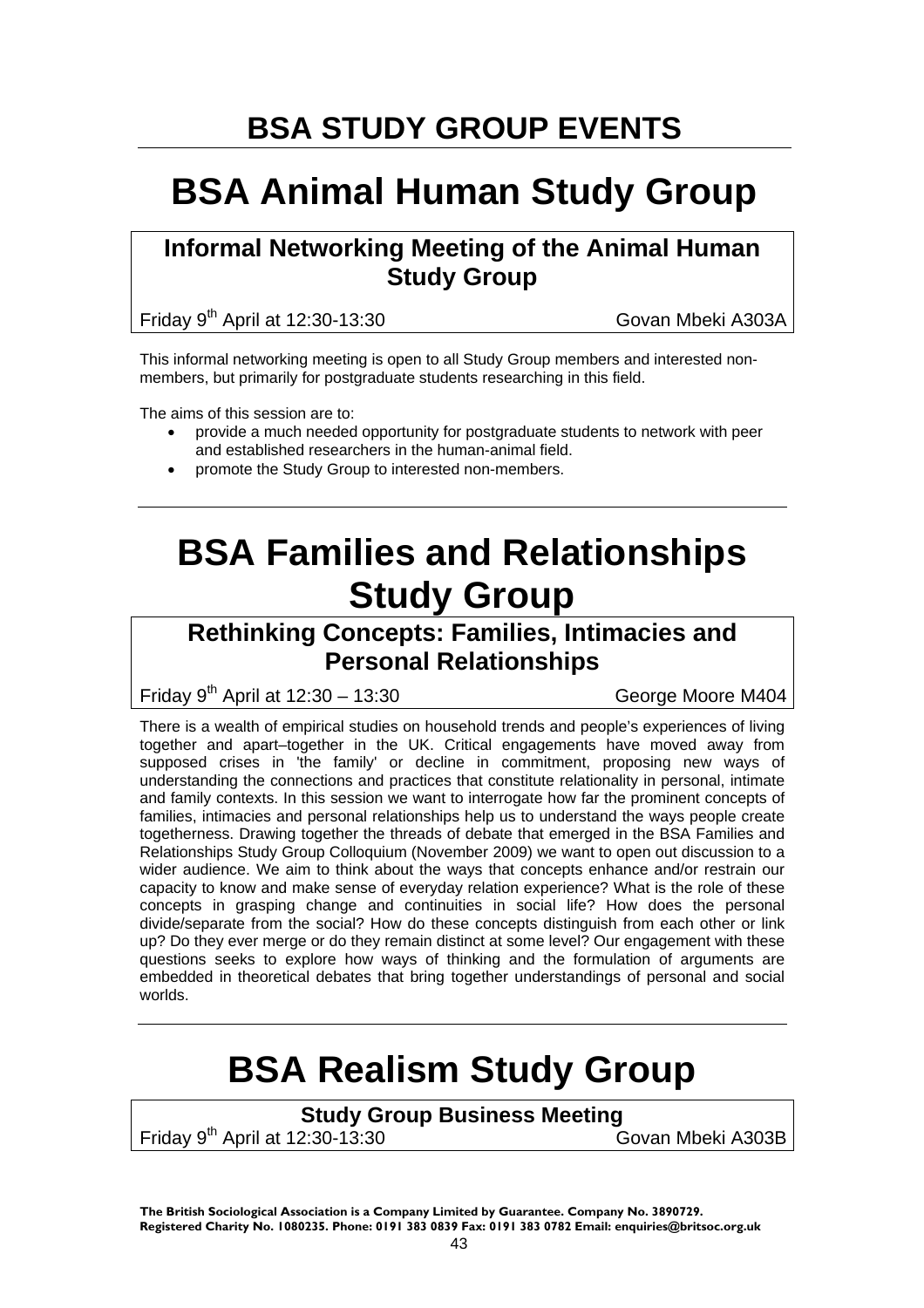# BSA STUDY GROUP EVENTS

# BSA Animal Human Study Group

### Informal Networking Meeting of the Animal Human Study Group

Friday 9th April at 12:30-13:30 Govan Mbeki A303A

This informal networking meeting is open to all Study Group members and interested non-members, but primarily for postgraduate students researching in this field.

The aims of this session are to:

- provide a much needed opportunity for postgraduate students to network with peer and established researchers in the human-animal field.
- promote the Study Group to interested non-members.

# BSA Families and Relationships Study Group

### Rethinking Concepts: Families, Intimacies and Personal Relationships

Friday 9th April at 12:30 – 13:30 George Moore M404

There is a wealth of empirical studies on household trends and people's experiences of living together and apart–together in the UK. Critical engagements have moved away from supposed crises in 'the family' or decline in commitment, proposing new ways of understanding the connections and practices that constitute relationality in personal, intimate and family contexts. In this session we want to interrogate how far the prominent concepts of families, intimacies and personal relationships help us to understand the ways people create togetherness. Drawing together the threads of debate that emerged in the BSA Families and Relationships Study Group Colloquium (November 2009) we want to open out discussion to a wider audience. We aim to think about the ways that concepts enhance and/or restrain our capacity to know and make sense of everyday relation experience? What is the role of these concepts in grasping change and continuities in social life? How does the personal divide/separate from the social? How do these concepts distinguish from each other or link up? Do they ever merge or do they remain distinct at some level? Our engagement with these questions seeks to explore how ways of thinking and the formulation of arguments are embedded in theoretical debates that bring together understandings of personal and social worlds.

# BSA Realism Study Group

### Study Group Business Meeting

Friday 9th April at 12:30-13:30 Govan Mbeki A303B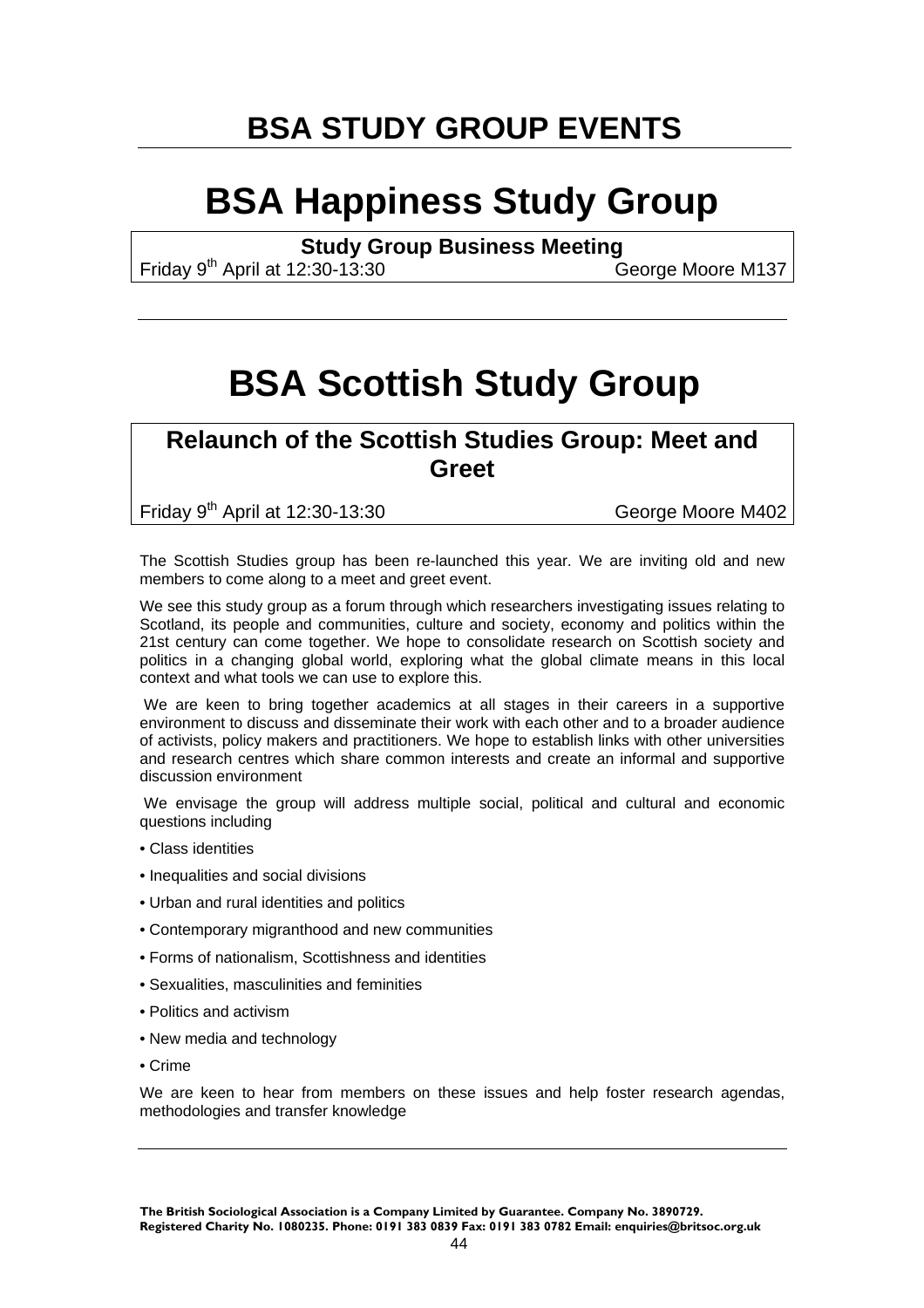# BSA STUDY GROUP EVENTS

# BSA Happiness Study Group

**Study Group Business Meeting**

Friday 9th April at 12:30-13:30 George Moore M137

# BSA Scottish Study Group

## Relaunch of the Scottish Studies Group: Meet and Greet

Friday 9th April at 12:30-13:30 George Moore M402

The Scottish Studies group has been re-launched this year. We are inviting old and new members to come along to a meet and greet event.

We see this study group as a forum through which researchers investigating issues relating to Scotland, its people and communities, culture and society, economy and politics within the 21st century can come together. We hope to consolidate research on Scottish society and politics in a changing global world, exploring what the global climate means in this local context and what tools we can use to explore this.

We are keen to bring together academics at all stages in their careers in a supportive environment to discuss and disseminate their work with each other and to a broader audience of activists, policy makers and practitioners. We hope to establish links with other universities and research centres which share common interests and create an informal and supportive discussion environment

We envisage the group will address multiple social, political and cultural and economic questions including

- Class identities
- Inequalities and social divisions
- Urban and rural identities and politics
- Contemporary migranthood and new communities
- Forms of nationalism, Scottishness and identities
- Sexualities, masculinities and feminities
- Politics and activism
- New media and technology
- Crime

We are keen to hear from members on these issues and help foster research agendas, methodologies and transfer knowledge

**The British Sociological Association is a Company Limited by Guarantee. Company No. 3890729. Registered Charity No. 1080235. Phone: 0191 383 0839 Fax: 0191 383 0782 Email: enquiries@britsoc.org.uk**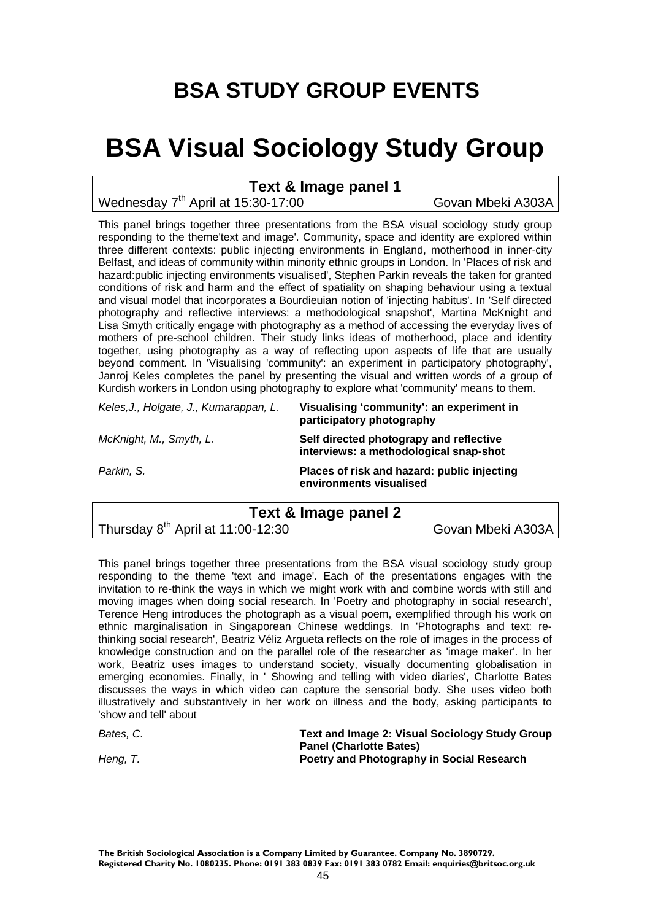# BSA STUDY GROUP EVENTS

# BSA Visual Sociology Study Group

## Text & Image panel 1

Wednesday 7th April at 15:30-17:00 — Govan Mbeki A303A

This panel brings together three presentations from the BSA visual sociology study group responding to the theme'text and image'. Community, space and identity are explored within three different contexts: public injecting environments in England, motherhood in inner-city Belfast, and ideas of community within minority ethnic groups in London. In 'Places of risk and hazard:public injecting environments visualised', Stephen Parkin reveals the taken for granted conditions of risk and harm and the effect of spatiality on shaping behaviour using a textual and visual model that incorporates a Bourdieuian notion of 'injecting habitus'. In 'Self directed photography and reflective interviews: a methodological snapshot', Martina McKnight and Lisa Smyth critically engage with photography as a method of accessing the everyday lives of mothers of pre-school children. Their study links ideas of motherhood, place and identity together, using photography as a way of reflecting upon aspects of life that are usually beyond comment. In 'Visualising 'community': an experiment in participatory photography', Janroj Keles completes the panel by presenting the visual and written words of a group of Kurdish workers in London using photography to explore what 'community' means to them.

| | |
|---|---|
| *Keles,J., Holgate, J., Kumarappan, L.* | **Visualising 'community': an experiment in participatory photography** |
| *McKnight, M., Smyth, L.* | **Self directed photogaphy and reflective interviews: a methodological snap-shot** |
| *Parkin, S.* | **Places of risk and hazard: public injecting environments visualised** |

## Text & Image panel 2

Thursday 8th April at 11:00-12:30 — Govan Mbeki A303A

This panel brings together three presentations from the BSA visual sociology study group responding to the theme 'text and image'. Each of the presentations engages with the invitation to re-think the ways in which we might work with and combine words with still and moving images when doing social research. In 'Poetry and photography in social research', Terence Heng introduces the photograph as a visual poem, exemplified through his work on ethnic marginalisation in Singaporean Chinese weddings. In 'Photographs and text: re-thinking social research', Beatriz Véliz Argueta reflects on the role of images in the process of knowledge construction and on the parallel role of the researcher as 'image maker'. In her work, Beatriz uses images to understand society, visually documenting globalisation in emerging economies. Finally, in ' Showing and telling with video diaries', Charlotte Bates discusses the ways in which video can capture the sensorial body. She uses video both illustratively and substantively in her work on illness and the body, asking participants to 'show and tell' about

| | |
|---|---|
| *Bates, C.* | **Text and Image 2: Visual Sociology Study Group Panel (Charlotte Bates)** |
| *Heng, T.* | **Poetry and Photography in Social Research** |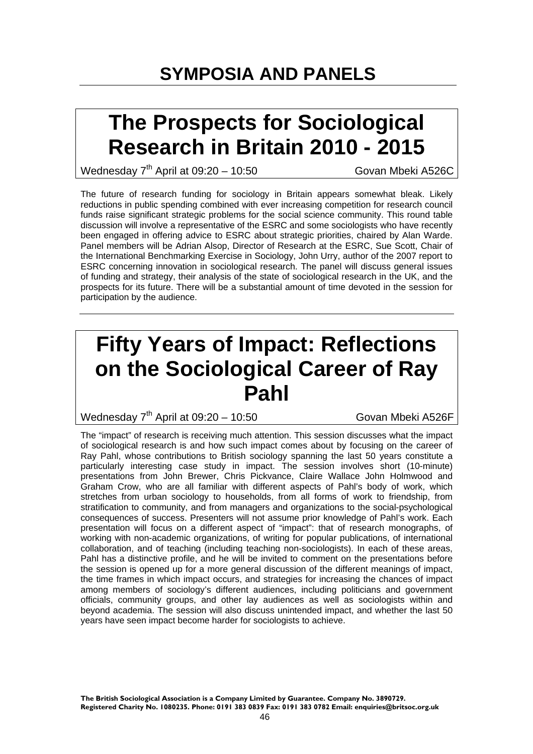# SYMPOSIA AND PANELS

## The Prospects for Sociological Research in Britain 2010 - 2015

Wednesday 7th April at 09:20 – 10:50 Govan Mbeki A526C

The future of research funding for sociology in Britain appears somewhat bleak. Likely reductions in public spending combined with ever increasing competition for research council funds raise significant strategic problems for the social science community. This round table discussion will involve a representative of the ESRC and some sociologists who have recently been engaged in offering advice to ESRC about strategic priorities, chaired by Alan Warde. Panel members will be Adrian Alsop, Director of Research at the ESRC, Sue Scott, Chair of the International Benchmarking Exercise in Sociology, John Urry, author of the 2007 report to ESRC concerning innovation in sociological research. The panel will discuss general issues of funding and strategy, their analysis of the state of sociological research in the UK, and the prospects for its future. There will be a substantial amount of time devoted in the session for participation by the audience.

## Fifty Years of Impact: Reflections on the Sociological Career of Ray Pahl

Wednesday 7th April at 09:20 – 10:50 Govan Mbeki A526F

The "impact" of research is receiving much attention. This session discusses what the impact of sociological research is and how such impact comes about by focusing on the career of Ray Pahl, whose contributions to British sociology spanning the last 50 years constitute a particularly interesting case study in impact. The session involves short (10-minute) presentations from John Brewer, Chris Pickvance, Claire Wallace John Holmwood and Graham Crow, who are all familiar with different aspects of Pahl's body of work, which stretches from urban sociology to households, from all forms of work to friendship, from stratification to community, and from managers and organizations to the social-psychological consequences of success. Presenters will not assume prior knowledge of Pahl's work. Each presentation will focus on a different aspect of "impact": that of research monographs, of working with non-academic organizations, of writing for popular publications, of international collaboration, and of teaching (including teaching non-sociologists). In each of these areas, Pahl has a distinctive profile, and he will be invited to comment on the presentations before the session is opened up for a more general discussion of the different meanings of impact, the time frames in which impact occurs, and strategies for increasing the chances of impact among members of sociology's different audiences, including politicians and government officials, community groups, and other lay audiences as well as sociologists within and beyond academia. The session will also discuss unintended impact, and whether the last 50 years have seen impact become harder for sociologists to achieve.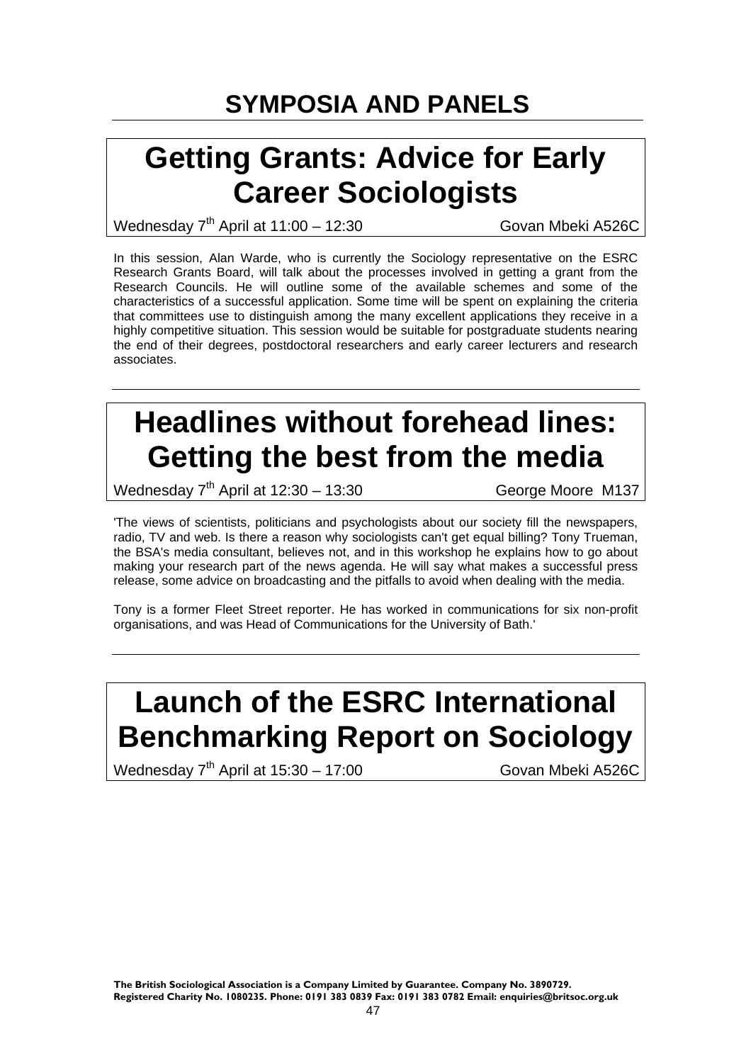# SYMPOSIA AND PANELS

## Getting Grants: Advice for Early Career Sociologists

Wednesday 7th April at 11:00 – 12:30 Govan Mbeki A526C

In this session, Alan Warde, who is currently the Sociology representative on the ESRC Research Grants Board, will talk about the processes involved in getting a grant from the Research Councils. He will outline some of the available schemes and some of the characteristics of a successful application. Some time will be spent on explaining the criteria that committees use to distinguish among the many excellent applications they receive in a highly competitive situation. This session would be suitable for postgraduate students nearing the end of their degrees, postdoctoral researchers and early career lecturers and research associates.

## Headlines without forehead lines: Getting the best from the media

Wednesday 7th April at 12:30 – 13:30 George Moore M137

'The views of scientists, politicians and psychologists about our society fill the newspapers, radio, TV and web. Is there a reason why sociologists can't get equal billing? Tony Trueman, the BSA's media consultant, believes not, and in this workshop he explains how to go about making your research part of the news agenda. He will say what makes a successful press release, some advice on broadcasting and the pitfalls to avoid when dealing with the media.

Tony is a former Fleet Street reporter. He has worked in communications for six non-profit organisations, and was Head of Communications for the University of Bath.'

## Launch of the ESRC International Benchmarking Report on Sociology

Wednesday 7th April at 15:30 – 17:00 Govan Mbeki A526C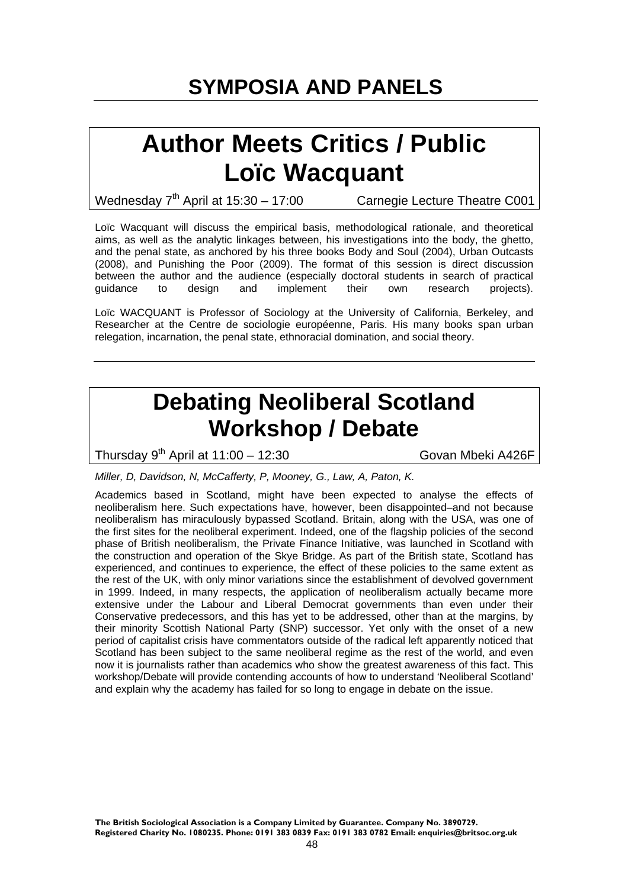# SYMPOSIA AND PANELS

## Author Meets Critics / Public Loïc Wacquant

Wednesday 7th April at 15:30 – 17:00 Carnegie Lecture Theatre C001

Loïc Wacquant will discuss the empirical basis, methodological rationale, and theoretical aims, as well as the analytic linkages between, his investigations into the body, the ghetto, and the penal state, as anchored by his three books Body and Soul (2004), Urban Outcasts (2008), and Punishing the Poor (2009). The format of this session is direct discussion between the author and the audience (especially doctoral students in search of practical guidance to design and implement their own research projects).

Loïc WACQUANT is Professor of Sociology at the University of California, Berkeley, and Researcher at the Centre de sociologie européenne, Paris. His many books span urban relegation, incarnation, the penal state, ethnoracial domination, and social theory.

---

## Debating Neoliberal Scotland Workshop / Debate

Thursday 9th April at 11:00 – 12:30 Govan Mbeki A426F

*Miller, D, Davidson, N, McCafferty, P, Mooney, G., Law, A, Paton, K.*

Academics based in Scotland, might have been expected to analyse the effects of neoliberalism here. Such expectations have, however, been disappointed–and not because neoliberalism has miraculously bypassed Scotland. Britain, along with the USA, was one of the first sites for the neoliberal experiment. Indeed, one of the flagship policies of the second phase of British neoliberalism, the Private Finance Initiative, was launched in Scotland with the construction and operation of the Skye Bridge. As part of the British state, Scotland has experienced, and continues to experience, the effect of these policies to the same extent as the rest of the UK, with only minor variations since the establishment of devolved government in 1999. Indeed, in many respects, the application of neoliberalism actually became more extensive under the Labour and Liberal Democrat governments than even under their Conservative predecessors, and this has yet to be addressed, other than at the margins, by their minority Scottish National Party (SNP) successor. Yet only with the onset of a new period of capitalist crisis have commentators outside of the radical left apparently noticed that Scotland has been subject to the same neoliberal regime as the rest of the world, and even now it is journalists rather than academics who show the greatest awareness of this fact. This workshop/Debate will provide contending accounts of how to understand 'Neoliberal Scotland' and explain why the academy has failed for so long to engage in debate on the issue.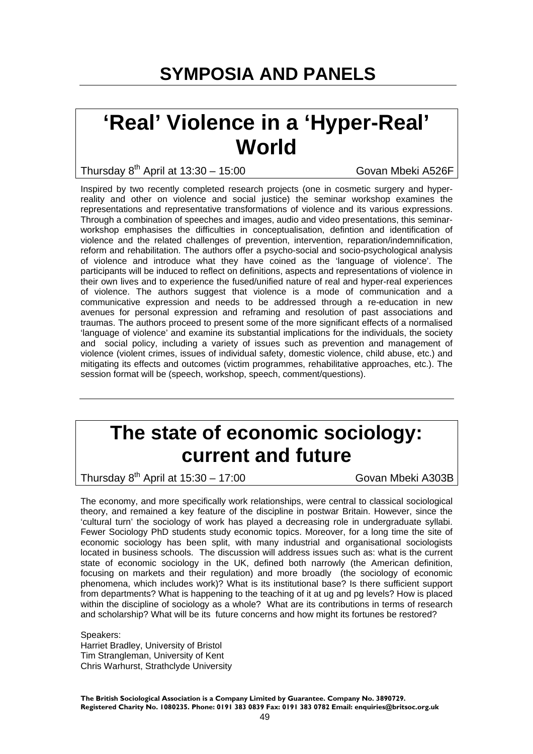# SYMPOSIA AND PANELS

## 'Real' Violence in a 'Hyper-Real' World

Thursday 8th April at 13:30 – 15:00 Govan Mbeki A526F

Inspired by two recently completed research projects (one in cosmetic surgery and hyper-reality and other on violence and social justice) the seminar workshop examines the representations and representative transformations of violence and its various expressions. Through a combination of speeches and images, audio and video presentations, this seminar-workshop emphasises the difficulties in conceptualisation, defintion and identification of violence and the related challenges of prevention, intervention, reparation/indemnification, reform and rehabilitation. The authors offer a psycho-social and socio-psychological analysis of violence and introduce what they have coined as the 'language of violence'. The participants will be induced to reflect on definitions, aspects and representations of violence in their own lives and to experience the fused/unified nature of real and hyper-real experiences of violence. The authors suggest that violence is a mode of communication and a communicative expression and needs to be addressed through a re-education in new avenues for personal expression and reframing and resolution of past associations and traumas. The authors proceed to present some of the more significant effects of a normalised 'language of violence' and examine its substantial implications for the individuals, the society and social policy, including a variety of issues such as prevention and management of violence (violent crimes, issues of individual safety, domestic violence, child abuse, etc.) and mitigating its effects and outcomes (victim programmes, rehabilitative approaches, etc.). The session format will be (speech, workshop, speech, comment/questions).

## The state of economic sociology: current and future

Thursday 8th April at 15:30 – 17:00 Govan Mbeki A303B

The economy, and more specifically work relationships, were central to classical sociological theory, and remained a key feature of the discipline in postwar Britain. However, since the 'cultural turn' the sociology of work has played a decreasing role in undergraduate syllabi. Fewer Sociology PhD students study economic topics. Moreover, for a long time the site of economic sociology has been split, with many industrial and organisational sociologists located in business schools. The discussion will address issues such as: what is the current state of economic sociology in the UK, defined both narrowly (the American definition, focusing on markets and their regulation) and more broadly (the sociology of economic phenomena, which includes work)? What is its institutional base? Is there sufficient support from departments? What is happening to the teaching of it at ug and pg levels? How is placed within the discipline of sociology as a whole? What are its contributions in terms of research and scholarship? What will be its future concerns and how might its fortunes be restored?

Speakers:
Harriet Bradley, University of Bristol
Tim Strangleman, University of Kent
Chris Warhurst, Strathclyde University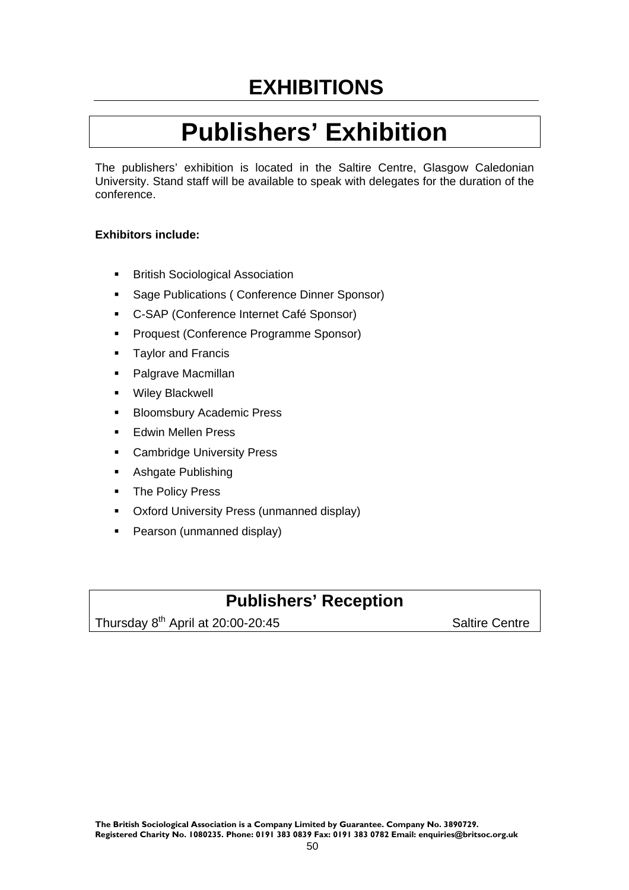# EXHIBITIONS

## Publishers' Exhibition

The publishers' exhibition is located in the Saltire Centre, Glasgow Caledonian University. Stand staff will be available to speak with delegates for the duration of the conference.

**Exhibitors include:**

- British Sociological Association
- Sage Publications ( Conference Dinner Sponsor)
- C-SAP (Conference Internet Café Sponsor)
- Proquest (Conference Programme Sponsor)
- Taylor and Francis
- Palgrave Macmillan
- Wiley Blackwell
- Bloomsbury Academic Press
- Edwin Mellen Press
- Cambridge University Press
- Ashgate Publishing
- The Policy Press
- Oxford University Press (unmanned display)
- Pearson (unmanned display)

## Publishers' Reception

Thursday 8th April at 20:00-20:45 — Saltire Centre

**The British Sociological Association is a Company Limited by Guarantee. Company No. 3890729. Registered Charity No. 1080235. Phone: 0191 383 0839 Fax: 0191 383 0782 Email: enquiries@britsoc.org.uk**